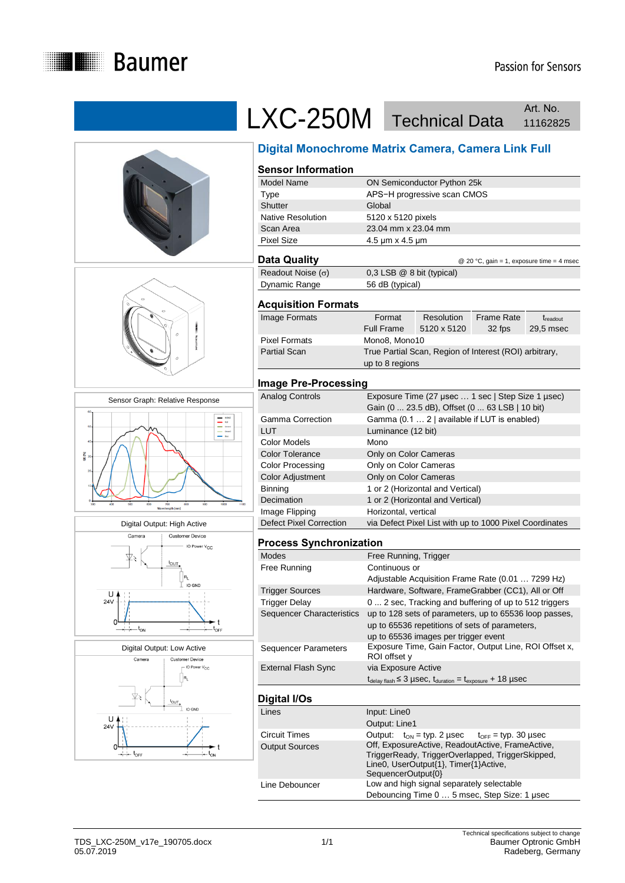# LXC-250M Technical Data

Art. No. 11162825

## Digital Monochrome Matrix Camera, Camera Link Full

Sensor Graph: Relative Response

Digital Output: High Active

Digital Output: Low Active

### Sensor Information

| | |
|---|---|
| Model Name | ON Semiconductor Python 25k |
| Type | APS−H progressive scan CMOS |
| Shutter | Global |
| Native Resolution | 5120 x 5120 pixels |
| Scan Area | 23.04 mm x 23.04 mm |
| Pixel Size | 4.5 µm x 4.5 µm |

### Data Quality

@ 20 °C, gain = 1, exposure time = 4 msec

| | |
|---|---|
| Readout Noise (σ) | 0,3 LSB @ 8 bit (typical) |
| Dynamic Range | 56 dB (typical) |

### Acquisition Formats

| | Format | Resolution | Frame Rate | $t_{readout}$ |
|---|---|---|---|---|
| Image Formats | Full Frame | 5120 x 5120 | 32 fps | 29,5 msec |
| Pixel Formats | Mono8, Mono10 | | | |
| Partial Scan | True Partial Scan, Region of Interest (ROI) arbitrary, up to 8 regions | | | |

### Image Pre-Processing

| | |
|---|---|
| Analog Controls | Exposure Time (27 µsec … 1 sec \| Step Size 1 µsec) Gain (0 ... 23.5 dB), Offset (0 ... 63 LSB \| 10 bit) |
| Gamma Correction | Gamma (0.1 … 2 \| available if LUT is enabled) |
| LUT | Luminance (12 bit) |
| Color Models | Mono |
| Color Tolerance | Only on Color Cameras |
| Color Processing | Only on Color Cameras |
| Color Adjustment | Only on Color Cameras |
| Binning | 1 or 2 (Horizontal and Vertical) |
| Decimation | 1 or 2 (Horizontal and Vertical) |
| Image Flipping | Horizontal, vertical |
| Defect Pixel Correction | via Defect Pixel List with up to 1000 Pixel Coordinates |

### Process Synchronization

| | |
|---|---|
| Modes | Free Running, Trigger |
| Free Running | Continuous or Adjustable Acquisition Frame Rate (0.01 … 7299 Hz) |
| Trigger Sources | Hardware, Software, FrameGrabber (CC1), All or Off |
| Trigger Delay | 0 ... 2 sec, Tracking and buffering of up to 512 triggers |
| Sequencer Characteristics | up to 128 sets of parameters, up to 65536 loop passes, up to 65536 repetitions of sets of parameters, up to 65536 images per trigger event |
| Sequencer Parameters | Exposure Time, Gain Factor, Output Line, ROI Offset x, ROI offset y |
| External Flash Sync | via Exposure Active $t_{delay\ flash} \leq 3$ µsec, $t_{duration} = t_{exposure} + 18$ µsec |

### Digital I/Os

| | |
|---|---|
| Lines | Input: Line0 Output: Line1 |
| Circuit Times | Output: $t_{ON}$ = typ. 2 µsec $t_{OFF}$ = typ. 30 µsec |
| Output Sources | Off, ExposureActive, ReadoutActive, FrameActive, TriggerReady, TriggerOverlapped, TriggerSkipped, Line0, UserOutput{1}, Timer{1}Active, SequencerOutput{0} |
| Line Debouncer | Low and high signal separately selectable Debouncing Time 0 … 5 msec, Step Size: 1 µsec |

TDS_LXC-250M_v17e_190705.docx
05.07.2019

Technical specifications subject to change
Baumer Optronic GmbH
Radeberg, Germany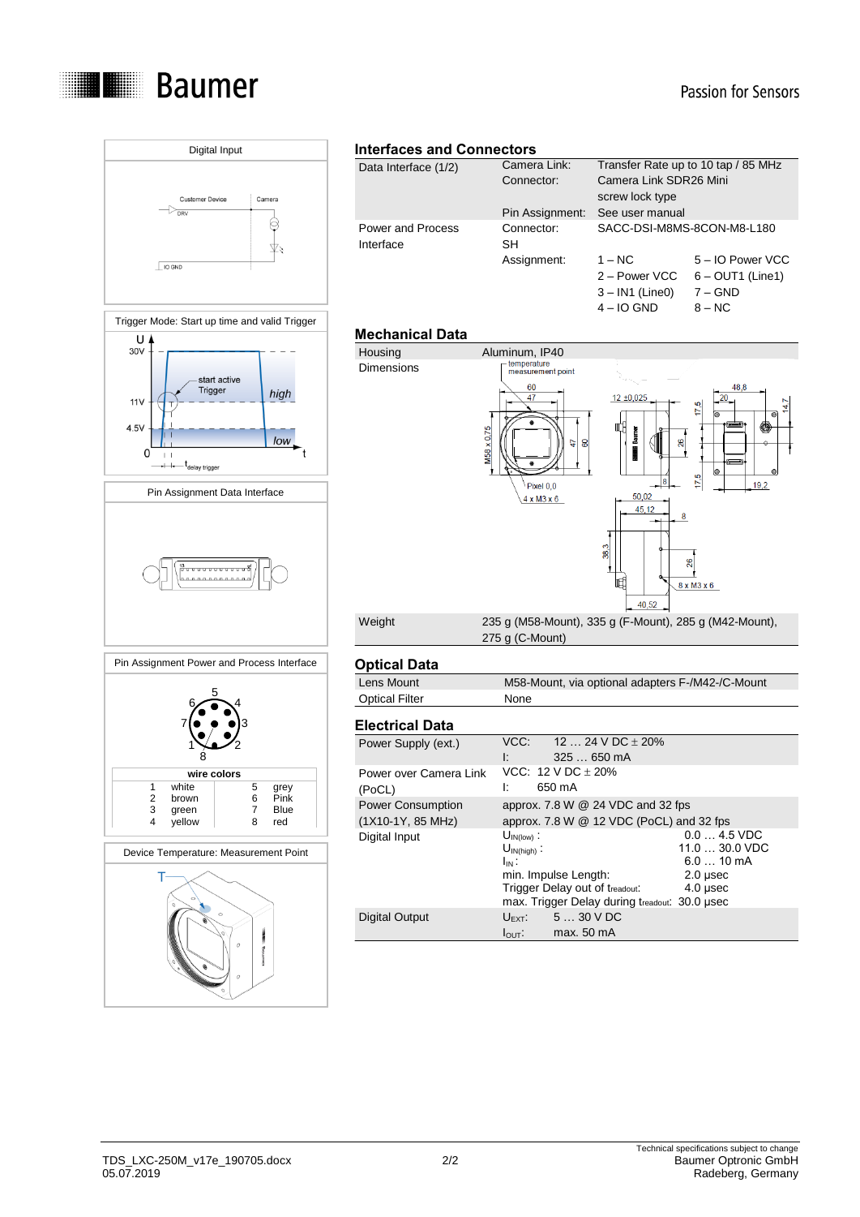## Digital Input

Customer Device | Camera
DRV
IO GND

## Trigger Mode: Start up time and valid Trigger

U
30V
11V
4.5V
0
start active Trigger
high
low
t
$t_{delay\ trigger}$

## Pin Assignment Data Interface

## Pin Assignment Power and Process Interface

| wire colors | | | |
|---|---|---|---|
| 1 | white | 5 | grey |
| 2 | brown | 6 | Pink |
| 3 | green | 7 | Blue |
| 4 | yellow | 8 | red |

## Device Temperature: Measurement Point

## Interfaces and Connectors

| | | |
|---|---|---|
| Data Interface (1/2) | Camera Link: | Transfer Rate up to 10 tap / 85 MHz |
| | Connector: | Camera Link SDR26 Mini screw lock type |
| | Pin Assignment: | See user manual |
| Power and Process Interface | Connector: SH | SACC-DSI-M8MS-8CON-M8-L180 |
| | Assignment: | 1 – NC, 2 – Power VCC, 3 – IN1 (Line0), 4 – IO GND, 5 – IO Power VCC, 6 – OUT1 (Line1), 7 – GND, 8 – NC |

## Mechanical Data

| | |
|---|---|
| Housing | Aluminum, IP40 |
| Dimensions | temperature measurement point; 60; 47; M58 x 0,75; 47; 60; Pixel 0,0; 4 x M3 x 6; 12 ±0,025; 26; 8; 17,5; 17,5; 48,8; 20; 14,7; 19,2; 50,02; 45,12; 8; 38,3; 26; 8 x M3 x 6; 40,52 |
| Weight | 235 g (M58-Mount), 335 g (F-Mount), 285 g (M42-Mount), 275 g (C-Mount) |

## Optical Data

| | |
|---|---|
| Lens Mount | M58-Mount, via optional adapters F-/M42-/C-Mount |
| Optical Filter | None |

## Electrical Data

| | |
|---|---|
| Power Supply (ext.) | VCC: 12 … 24 V DC ± 20%<br>I: 325 … 650 mA |
| Power over Camera Link (PoCL) | VCC: 12 V DC ± 20%<br>I: 650 mA |
| Power Consumption (1X10-1Y, 85 MHz) | approx. 7.8 W @ 24 VDC and 32 fps<br>approx. 7.8 W @ 12 VDC (PoCL) and 32 fps |
| Digital Input | $U_{IN(low)}$: 0.0 … 4.5 VDC<br>$U_{IN(high)}$: 11.0 … 30.0 VDC<br>$I_{IN}$: 6.0 … 10 mA<br>min. Impulse Length: 2.0 µsec<br>Trigger Delay out of $t_{readout}$: 4.0 µsec<br>max. Trigger Delay during $t_{readout}$: 30.0 µsec |
| Digital Output | $U_{EXT}$: 5 … 30 V DC<br>$I_{OUT}$: max. 50 mA |

TDS_LXC-250M_v17e_190705.docx
05.07.2019

Technical specifications subject to change
Baumer Optronic GmbH
Radeberg, Germany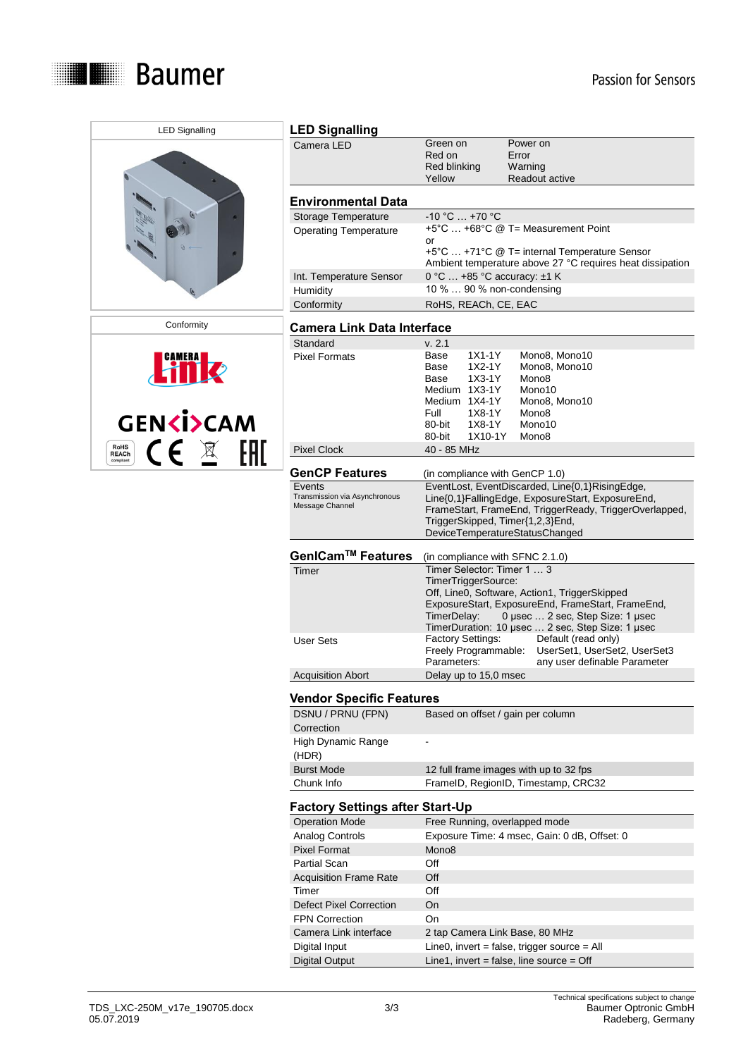LED Signalling

Conformity

## LED Signalling

| | | |
|---|---|---|
| Camera LED | Green on | Power on |
| | Red on | Error |
| | Red blinking | Warning |
| | Yellow | Readout active |

## Environmental Data

| | |
|---|---|
| Storage Temperature | -10 °C … +70 °C |
| Operating Temperature | +5°C … +68°C @ T= Measurement Point<br>or<br>+5°C … +71°C @ T= internal Temperature Sensor<br>Ambient temperature above 27 °C requires heat dissipation |
| Int. Temperature Sensor | 0 °C … +85 °C accuracy: ±1 K |
| Humidity | 10 % … 90 % non-condensing |
| Conformity | RoHS, REACh, CE, EAC |

## Camera Link Data Interface

| | | | |
|---|---|---|---|
| Standard | v. 2.1 | | |
| Pixel Formats | Base | 1X1-1Y | Mono8, Mono10 |
| | Base | 1X2-1Y | Mono8, Mono10 |
| | Base | 1X3-1Y | Mono8 |
| | Medium | 1X3-1Y | Mono10 |
| | Medium | 1X4-1Y | Mono8, Mono10 |
| | Full | 1X8-1Y | Mono8 |
| | 80-bit | 1X8-1Y | Mono10 |
| | 80-bit | 1X10-1Y | Mono8 |
| Pixel Clock | 40 - 85 MHz | | |

## GenCP Features

(in compliance with GenCP 1.0)

| | |
|---|---|
| Events<br>Transmission via Asynchronous Message Channel | EventLost, EventDiscarded, Line{0,1}RisingEdge, Line{0,1}FallingEdge, ExposureStart, ExposureEnd, FrameStart, FrameEnd, TriggerReady, TriggerOverlapped, TriggerSkipped, Timer{1,2,3}End, DeviceTemperatureStatusChanged |

## GenICam™ Features

(in compliance with SFNC 2.1.0)

| | |
|---|---|
| Timer | Timer Selector: Timer 1 … 3<br>TimerTriggerSource:<br>Off, Line0, Software, Action1, TriggerSkipped<br>ExposureStart, ExposureEnd, FrameStart, FrameEnd,<br>TimerDelay: 0 µsec … 2 sec, Step Size: 1 µsec<br>TimerDuration: 10 µsec … 2 sec, Step Size: 1 µsec |
| User Sets | Factory Settings: Default (read only)<br>Freely Programmable: UserSet1, UserSet2, UserSet3<br>Parameters: any user definable Parameter |
| Acquisition Abort | Delay up to 15,0 msec |

## Vendor Specific Features

| | |
|---|---|
| DSNU / PRNU (FPN) Correction | Based on offset / gain per column |
| High Dynamic Range (HDR) | - |
| Burst Mode | 12 full frame images with up to 32 fps |
| Chunk Info | FrameID, RegionID, Timestamp, CRC32 |

## Factory Settings after Start-Up

| | |
|---|---|
| Operation Mode | Free Running, overlapped mode |
| Analog Controls | Exposure Time: 4 msec, Gain: 0 dB, Offset: 0 |
| Pixel Format | Mono8 |
| Partial Scan | Off |
| Acquisition Frame Rate | Off |
| Timer | Off |
| Defect Pixel Correction | On |
| FPN Correction | On |
| Camera Link interface | 2 tap Camera Link Base, 80 MHz |
| Digital Input | Line0, invert = false, trigger source = All |
| Digital Output | Line1, invert = false, line source = Off |

TDS_LXC-250M_v17e_190705.docx
05.07.2019

Technical specifications subject to change
Baumer Optronic GmbH
Radeberg, Germany